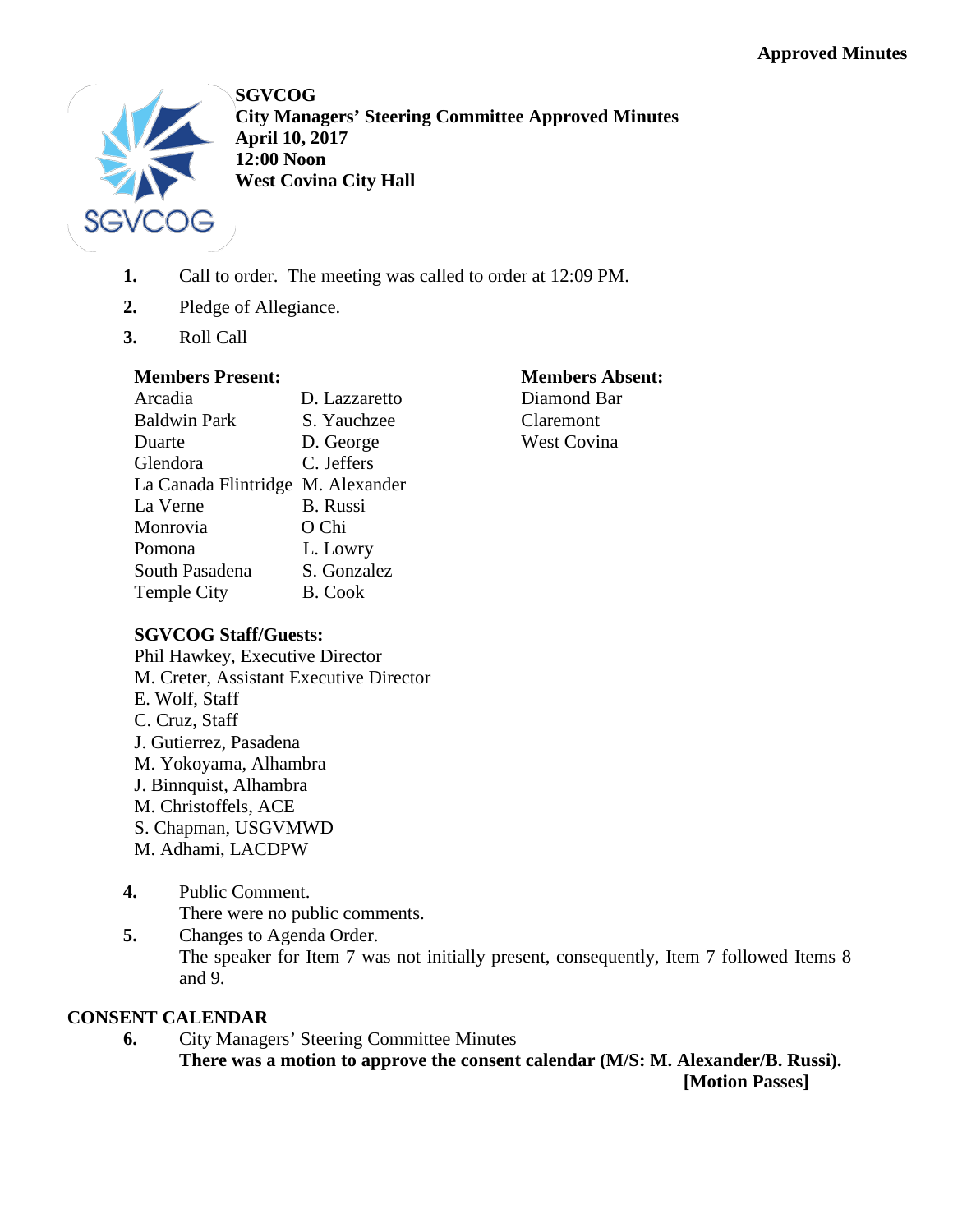**Approved Minutes**

**SGVCOG**
**City Managers' Steering Committee Approved Minutes**
**April 10, 2017**
**12:00 Noon**
**West Covina City Hall**

1. Call to order. The meeting was called to order at 12:09 PM.
2. Pledge of Allegiance.
3. Roll Call

**Members Present:**

| | |
|---|---|
| Arcadia | D. Lazzaretto |
| Baldwin Park | S. Yauchzee |
| Duarte | D. George |
| Glendora | C. Jeffers |
| La Canada Flintridge | M. Alexander |
| La Verne | B. Russi |
| Monrovia | O Chi |
| Pomona | L. Lowry |
| South Pasadena | S. Gonzalez |
| Temple City | B. Cook |

**Members Absent:**
Diamond Bar
Claremont
West Covina

**SGVCOG Staff/Guests:**
Phil Hawkey, Executive Director
M. Creter, Assistant Executive Director
E. Wolf, Staff
C. Cruz, Staff
J. Gutierrez, Pasadena
M. Yokoyama, Alhambra
J. Binnquist, Alhambra
M. Christoffels, ACE
S. Chapman, USGVMWD
M. Adhami, LACDPW

4. Public Comment.
   There were no public comments.
5. Changes to Agenda Order.
   The speaker for Item 7 was not initially present, consequently, Item 7 followed Items 8 and 9.

**CONSENT CALENDAR**

6. City Managers' Steering Committee Minutes
   **There was a motion to approve the consent calendar (M/S: M. Alexander/B. Russi).**
   **[Motion Passes]**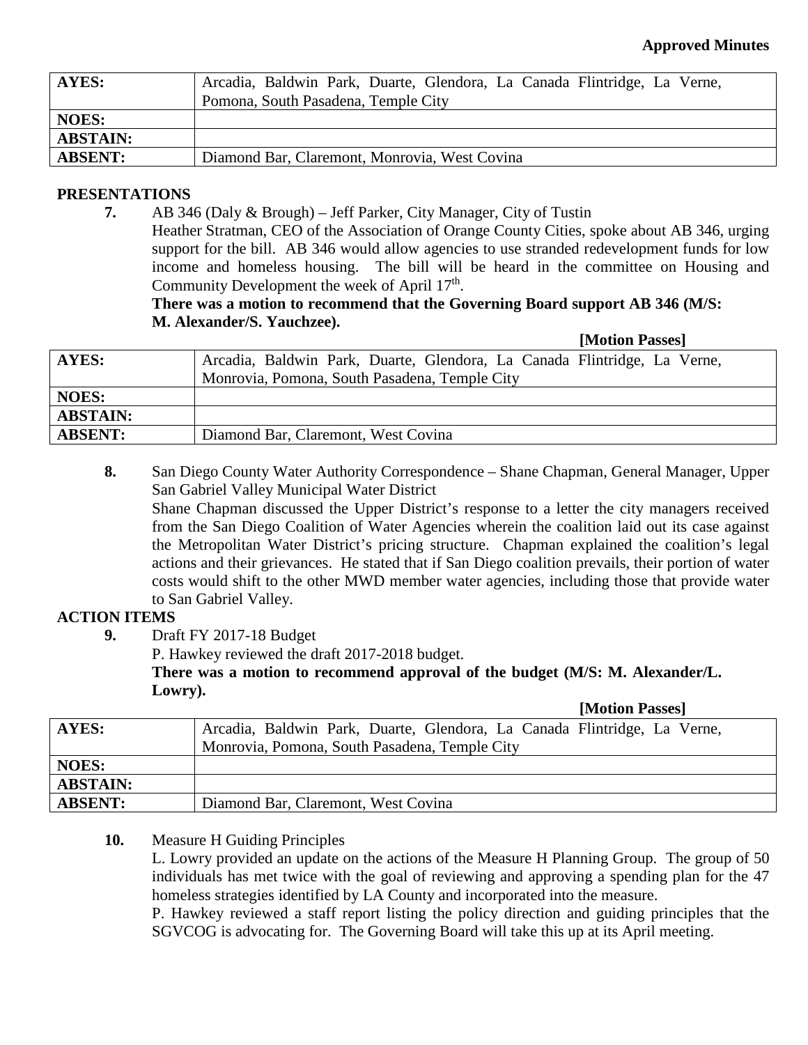**Approved Minutes**

| **AYES:** | Arcadia, Baldwin Park, Duarte, Glendora, La Canada Flintridge, La Verne, Pomona, South Pasadena, Temple City |
|---|---|
| **NOES:** | |
| **ABSTAIN:** | |
| **ABSENT:** | Diamond Bar, Claremont, Monrovia, West Covina |

## PRESENTATIONS

**7.** AB 346 (Daly & Brough) – Jeff Parker, City Manager, City of Tustin

Heather Stratman, CEO of the Association of Orange County Cities, spoke about AB 346, urging support for the bill. AB 346 would allow agencies to use stranded redevelopment funds for low income and homeless housing. The bill will be heard in the committee on Housing and Community Development the week of April 17th.

**There was a motion to recommend that the Governing Board support AB 346 (M/S: M. Alexander/S. Yauchzee).**

**[Motion Passes]**

| **AYES:** | Arcadia, Baldwin Park, Duarte, Glendora, La Canada Flintridge, La Verne, Monrovia, Pomona, South Pasadena, Temple City |
|---|---|
| **NOES:** | |
| **ABSTAIN:** | |
| **ABSENT:** | Diamond Bar, Claremont, West Covina |

**8.** San Diego County Water Authority Correspondence – Shane Chapman, General Manager, Upper San Gabriel Valley Municipal Water District

Shane Chapman discussed the Upper District's response to a letter the city managers received from the San Diego Coalition of Water Agencies wherein the coalition laid out its case against the Metropolitan Water District's pricing structure. Chapman explained the coalition's legal actions and their grievances. He stated that if San Diego coalition prevails, their portion of water costs would shift to the other MWD member water agencies, including those that provide water to San Gabriel Valley.

## ACTION ITEMS

**9.** Draft FY 2017-18 Budget

P. Hawkey reviewed the draft 2017-2018 budget.

**There was a motion to recommend approval of the budget (M/S: M. Alexander/L. Lowry).**

**[Motion Passes]**

| **AYES:** | Arcadia, Baldwin Park, Duarte, Glendora, La Canada Flintridge, La Verne, Monrovia, Pomona, South Pasadena, Temple City |
|---|---|
| **NOES:** | |
| **ABSTAIN:** | |
| **ABSENT:** | Diamond Bar, Claremont, West Covina |

**10.** Measure H Guiding Principles

L. Lowry provided an update on the actions of the Measure H Planning Group. The group of 50 individuals has met twice with the goal of reviewing and approving a spending plan for the 47 homeless strategies identified by LA County and incorporated into the measure.

P. Hawkey reviewed a staff report listing the policy direction and guiding principles that the SGVCOG is advocating for. The Governing Board will take this up at its April meeting.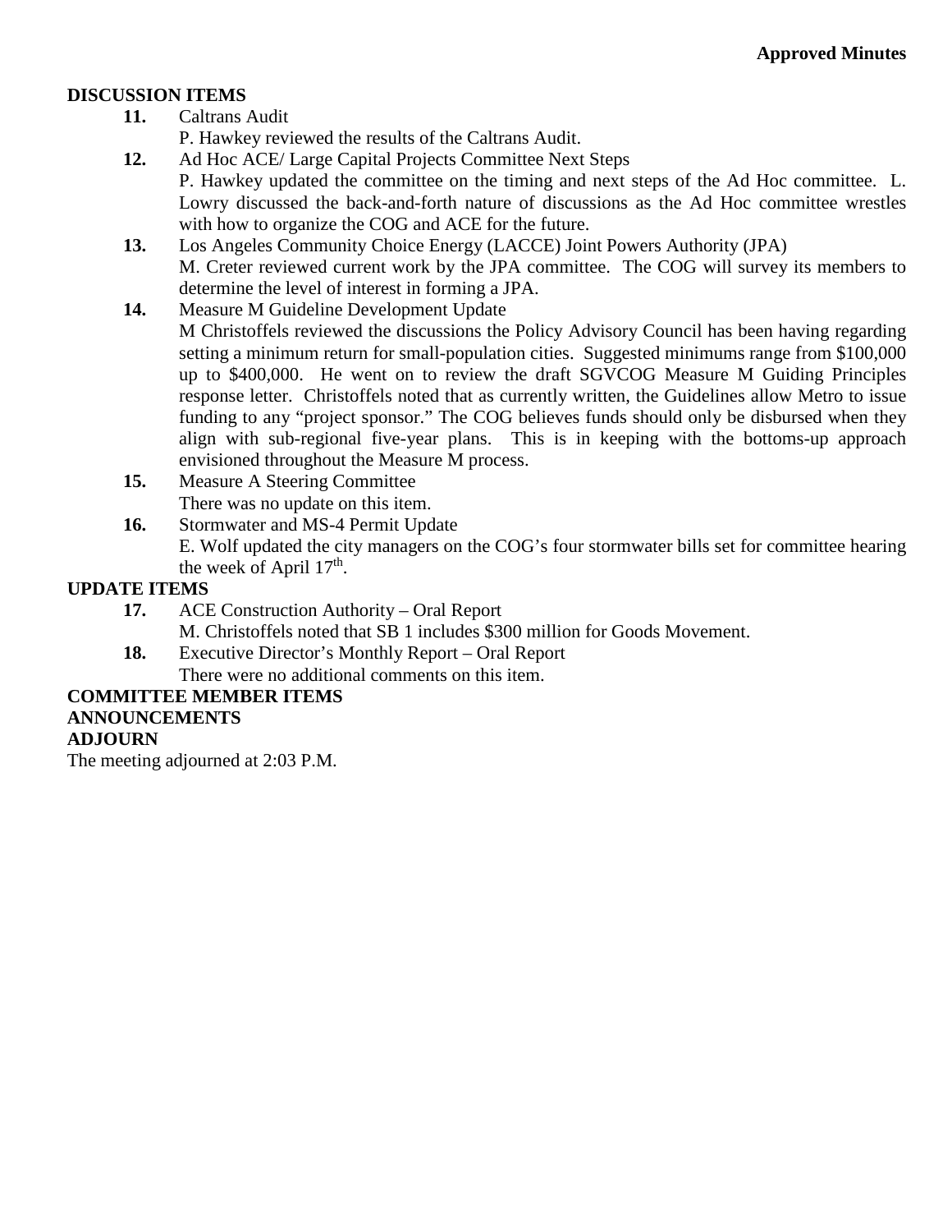**Approved Minutes**

**DISCUSSION ITEMS**

**11.** Caltrans Audit

P. Hawkey reviewed the results of the Caltrans Audit.

**12.** Ad Hoc ACE/ Large Capital Projects Committee Next Steps

P. Hawkey updated the committee on the timing and next steps of the Ad Hoc committee. L. Lowry discussed the back-and-forth nature of discussions as the Ad Hoc committee wrestles with how to organize the COG and ACE for the future.

**13.** Los Angeles Community Choice Energy (LACCE) Joint Powers Authority (JPA)

M. Creter reviewed current work by the JPA committee. The COG will survey its members to determine the level of interest in forming a JPA.

**14.** Measure M Guideline Development Update

M Christoffels reviewed the discussions the Policy Advisory Council has been having regarding setting a minimum return for small-population cities. Suggested minimums range from $100,000 up to $400,000. He went on to review the draft SGVCOG Measure M Guiding Principles response letter. Christoffels noted that as currently written, the Guidelines allow Metro to issue funding to any "project sponsor." The COG believes funds should only be disbursed when they align with sub-regional five-year plans. This is in keeping with the bottoms-up approach envisioned throughout the Measure M process.

**15.** Measure A Steering Committee

There was no update on this item.

**16.** Stormwater and MS-4 Permit Update

E. Wolf updated the city managers on the COG's four stormwater bills set for committee hearing the week of April 17th.

**UPDATE ITEMS**

**17.** ACE Construction Authority – Oral Report

M. Christoffels noted that SB 1 includes $300 million for Goods Movement.

**18.** Executive Director's Monthly Report – Oral Report

There were no additional comments on this item.

**COMMITTEE MEMBER ITEMS**

**ANNOUNCEMENTS**

**ADJOURN**

The meeting adjourned at 2:03 P.M.